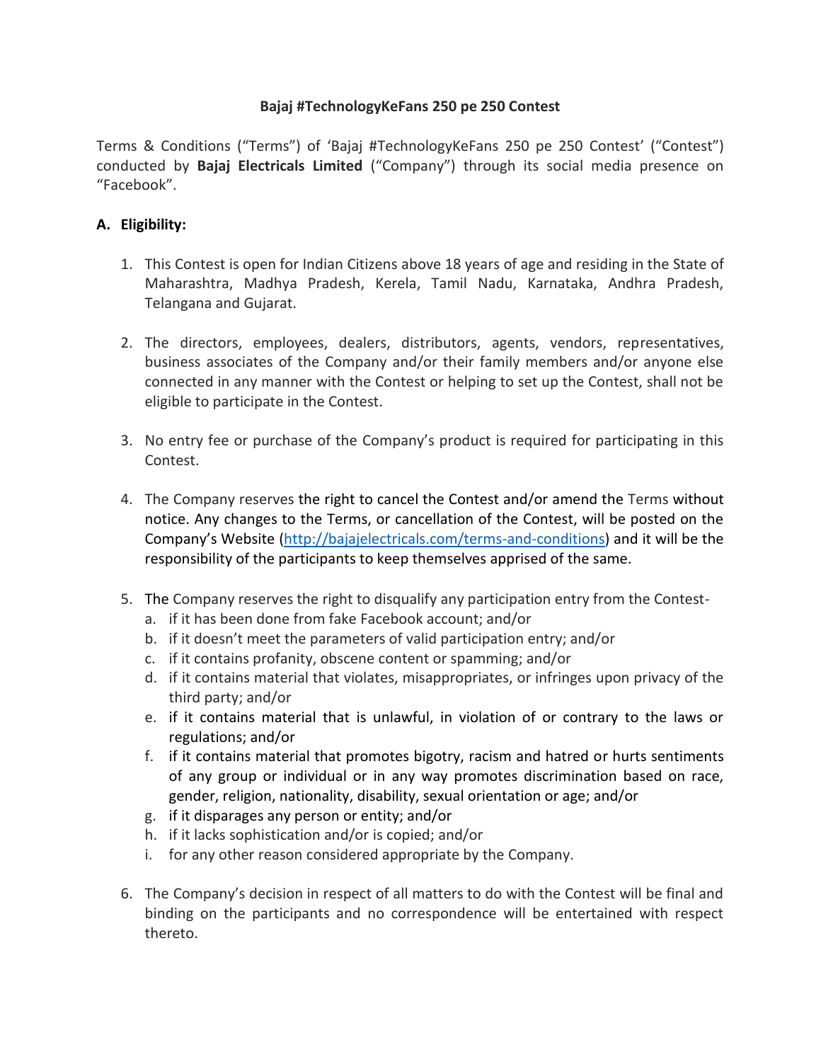**Bajaj #TechnologyKeFans 250 pe 250 Contest**

Terms & Conditions ("Terms") of 'Bajaj #TechnologyKeFans 250 pe 250 Contest' ("Contest") conducted by **Bajaj Electricals Limited** ("Company") through its social media presence on "Facebook".

## A. Eligibility:

1. This Contest is open for Indian Citizens above 18 years of age and residing in the State of Maharashtra, Madhya Pradesh, Kerela, Tamil Nadu, Karnataka, Andhra Pradesh, Telangana and Gujarat.

2. The directors, employees, dealers, distributors, agents, vendors, representatives, business associates of the Company and/or their family members and/or anyone else connected in any manner with the Contest or helping to set up the Contest, shall not be eligible to participate in the Contest.

3. No entry fee or purchase of the Company's product is required for participating in this Contest.

4. The Company reserves the right to cancel the Contest and/or amend the Terms without notice. Any changes to the Terms, or cancellation of the Contest, will be posted on the Company's Website (http://bajajelectricals.com/terms-and-conditions) and it will be the responsibility of the participants to keep themselves apprised of the same.

5. The Company reserves the right to disqualify any participation entry from the Contest-
   a. if it has been done from fake Facebook account; and/or
   b. if it doesn't meet the parameters of valid participation entry; and/or
   c. if it contains profanity, obscene content or spamming; and/or
   d. if it contains material that violates, misappropriates, or infringes upon privacy of the third party; and/or
   e. if it contains material that is unlawful, in violation of or contrary to the laws or regulations; and/or
   f. if it contains material that promotes bigotry, racism and hatred or hurts sentiments of any group or individual or in any way promotes discrimination based on race, gender, religion, nationality, disability, sexual orientation or age; and/or
   g. if it disparages any person or entity; and/or
   h. if it lacks sophistication and/or is copied; and/or
   i. for any other reason considered appropriate by the Company.

6. The Company's decision in respect of all matters to do with the Contest will be final and binding on the participants and no correspondence will be entertained with respect thereto.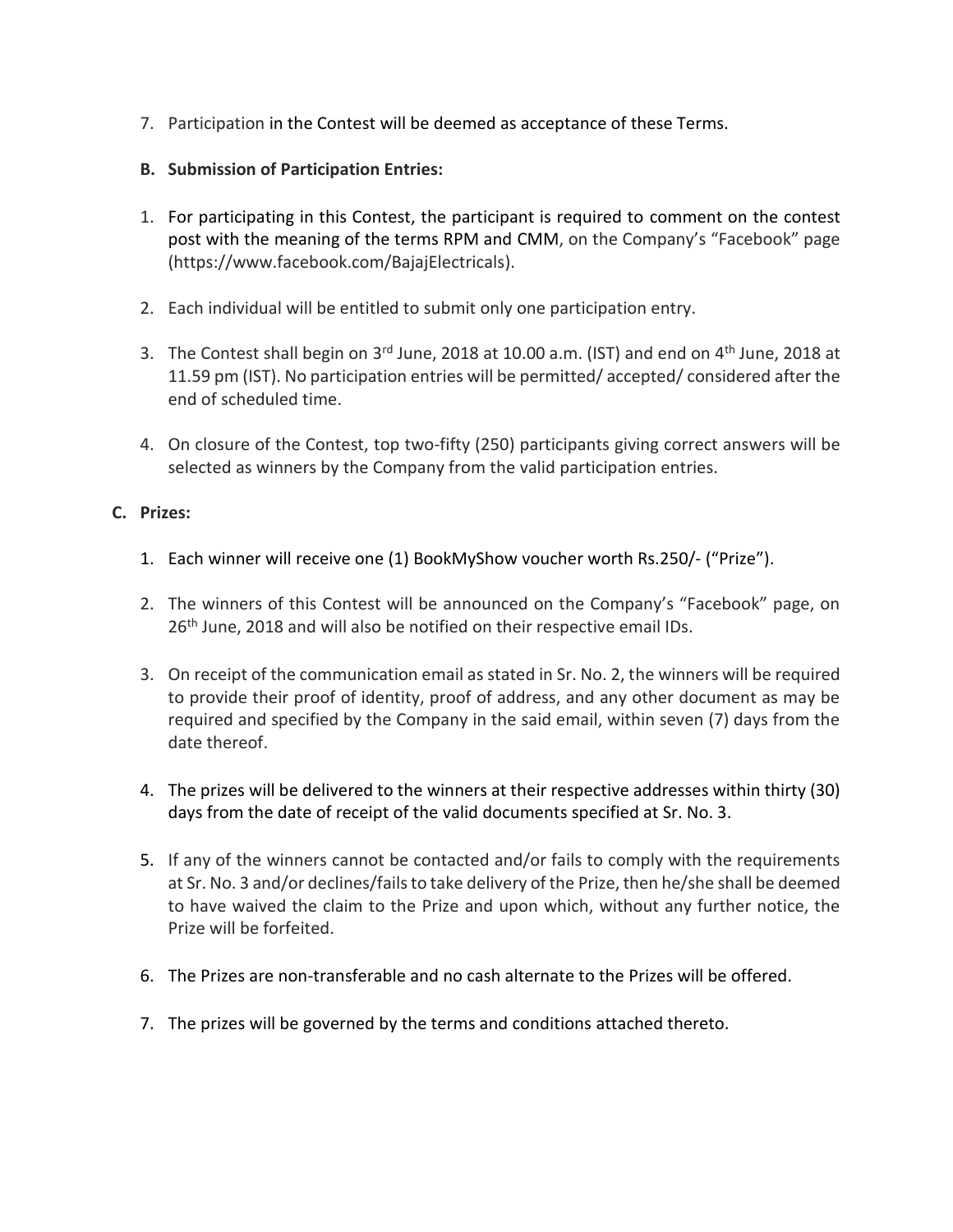7. Participation in the Contest will be deemed as acceptance of these Terms.

**B. Submission of Participation Entries:**

1. For participating in this Contest, the participant is required to comment on the contest post with the meaning of the terms RPM and CMM, on the Company's "Facebook" page (https://www.facebook.com/BajajElectricals).

2. Each individual will be entitled to submit only one participation entry.

3. The Contest shall begin on 3rd June, 2018 at 10.00 a.m. (IST) and end on 4th June, 2018 at 11.59 pm (IST). No participation entries will be permitted/ accepted/ considered after the end of scheduled time.

4. On closure of the Contest, top two-fifty (250) participants giving correct answers will be selected as winners by the Company from the valid participation entries.

**C. Prizes:**

1. Each winner will receive one (1) BookMyShow voucher worth Rs.250/- ("Prize").

2. The winners of this Contest will be announced on the Company's "Facebook" page, on 26th June, 2018 and will also be notified on their respective email IDs.

3. On receipt of the communication email as stated in Sr. No. 2, the winners will be required to provide their proof of identity, proof of address, and any other document as may be required and specified by the Company in the said email, within seven (7) days from the date thereof.

4. The prizes will be delivered to the winners at their respective addresses within thirty (30) days from the date of receipt of the valid documents specified at Sr. No. 3.

5. If any of the winners cannot be contacted and/or fails to comply with the requirements at Sr. No. 3 and/or declines/fails to take delivery of the Prize, then he/she shall be deemed to have waived the claim to the Prize and upon which, without any further notice, the Prize will be forfeited.

6. The Prizes are non-transferable and no cash alternate to the Prizes will be offered.

7. The prizes will be governed by the terms and conditions attached thereto.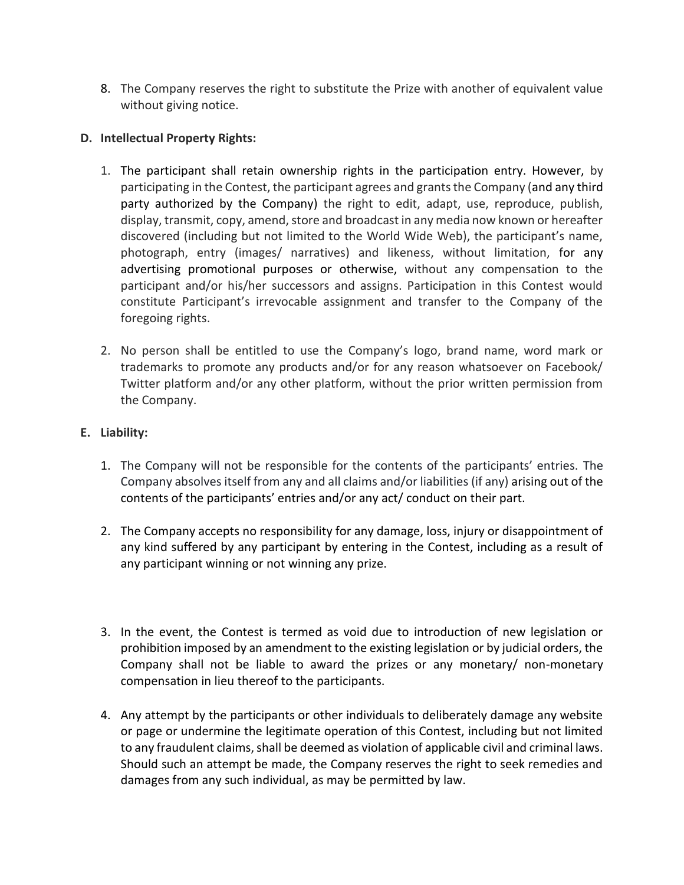8. The Company reserves the right to substitute the Prize with another of equivalent value without giving notice.

**D. Intellectual Property Rights:**

1. The participant shall retain ownership rights in the participation entry. However, by participating in the Contest, the participant agrees and grants the Company (and any third party authorized by the Company) the right to edit, adapt, use, reproduce, publish, display, transmit, copy, amend, store and broadcast in any media now known or hereafter discovered (including but not limited to the World Wide Web), the participant's name, photograph, entry (images/ narratives) and likeness, without limitation, for any advertising promotional purposes or otherwise, without any compensation to the participant and/or his/her successors and assigns. Participation in this Contest would constitute Participant's irrevocable assignment and transfer to the Company of the foregoing rights.

2. No person shall be entitled to use the Company's logo, brand name, word mark or trademarks to promote any products and/or for any reason whatsoever on Facebook/ Twitter platform and/or any other platform, without the prior written permission from the Company.

**E. Liability:**

1. The Company will not be responsible for the contents of the participants' entries. The Company absolves itself from any and all claims and/or liabilities (if any) arising out of the contents of the participants' entries and/or any act/ conduct on their part.

2. The Company accepts no responsibility for any damage, loss, injury or disappointment of any kind suffered by any participant by entering in the Contest, including as a result of any participant winning or not winning any prize.

3. In the event, the Contest is termed as void due to introduction of new legislation or prohibition imposed by an amendment to the existing legislation or by judicial orders, the Company shall not be liable to award the prizes or any monetary/ non-monetary compensation in lieu thereof to the participants.

4. Any attempt by the participants or other individuals to deliberately damage any website or page or undermine the legitimate operation of this Contest, including but not limited to any fraudulent claims, shall be deemed as violation of applicable civil and criminal laws. Should such an attempt be made, the Company reserves the right to seek remedies and damages from any such individual, as may be permitted by law.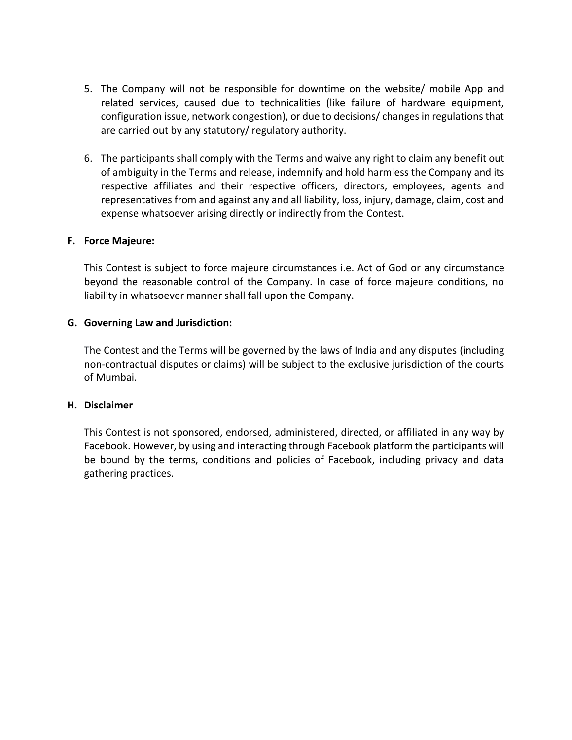5. The Company will not be responsible for downtime on the website/ mobile App and related services, caused due to technicalities (like failure of hardware equipment, configuration issue, network congestion), or due to decisions/ changes in regulations that are carried out by any statutory/ regulatory authority.

6. The participants shall comply with the Terms and waive any right to claim any benefit out of ambiguity in the Terms and release, indemnify and hold harmless the Company and its respective affiliates and their respective officers, directors, employees, agents and representatives from and against any and all liability, loss, injury, damage, claim, cost and expense whatsoever arising directly or indirectly from the Contest.

**F. Force Majeure:**

This Contest is subject to force majeure circumstances i.e. Act of God or any circumstance beyond the reasonable control of the Company. In case of force majeure conditions, no liability in whatsoever manner shall fall upon the Company.

**G. Governing Law and Jurisdiction:**

The Contest and the Terms will be governed by the laws of India and any disputes (including non-contractual disputes or claims) will be subject to the exclusive jurisdiction of the courts of Mumbai.

**H. Disclaimer**

This Contest is not sponsored, endorsed, administered, directed, or affiliated in any way by Facebook. However, by using and interacting through Facebook platform the participants will be bound by the terms, conditions and policies of Facebook, including privacy and data gathering practices.